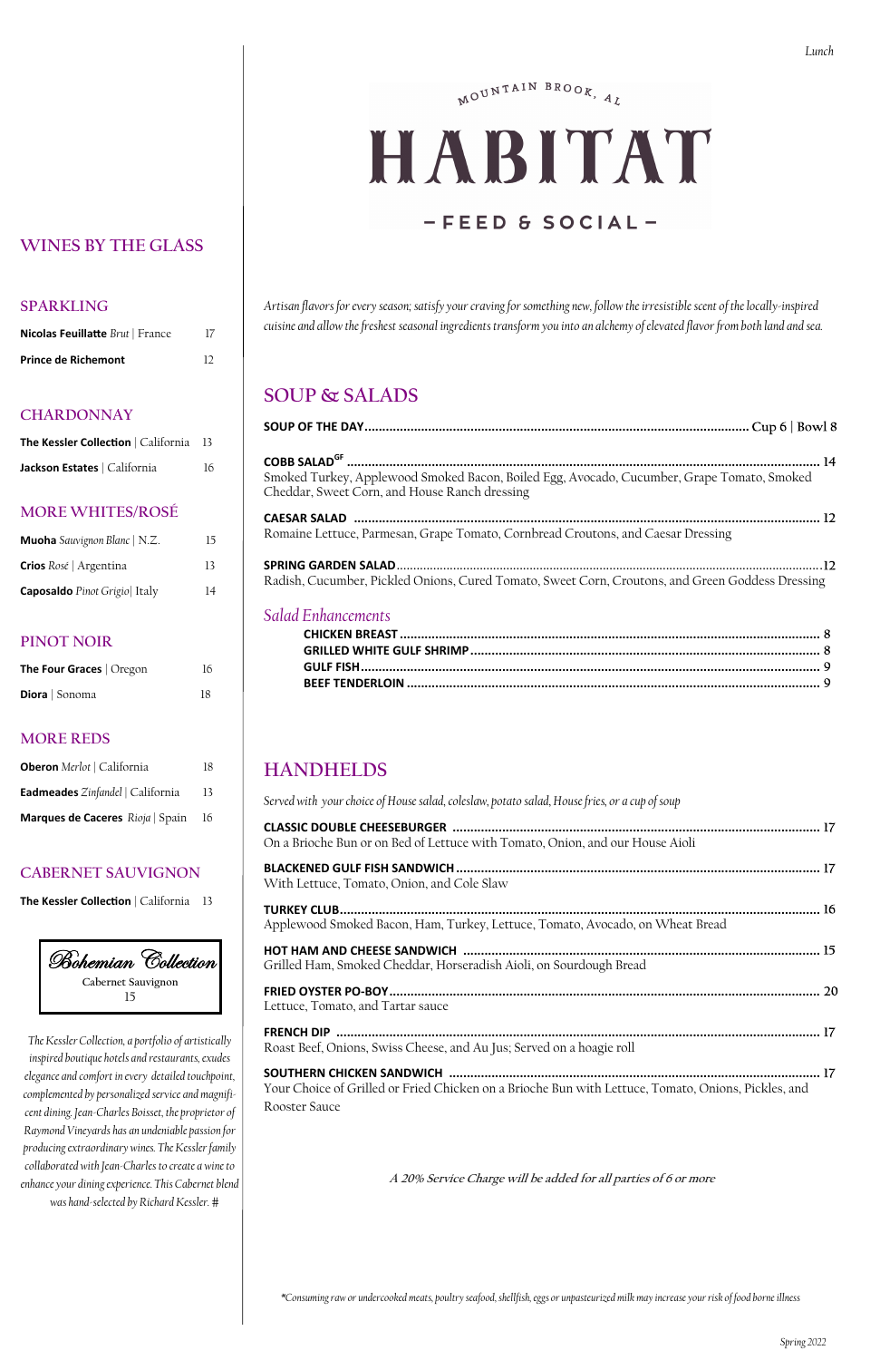# HABITAT

MOUNTAIN BROOK, AL

– FEED & SOCIAL –

Lunch

*Artisan flavors for every season; satisfy your craving for something new, follow the irresistible scent of the locally-inspired cuisine and allow the freshest seasonal ingredients transform you into an alchemy of elevated flavor from both land and sea.*

## SOUP & SALADS

**SOUP OF THE DAY** ............ Cup 6 | Bowl 8

**COBB SALAD**[GF] ............ 14
Smoked Turkey, Applewood Smoked Bacon, Boiled Egg, Avocado, Cucumber, Grape Tomato, Smoked Cheddar, Sweet Corn, and House Ranch dressing

**CAESAR SALAD** ............ 12
Romaine Lettuce, Parmesan, Grape Tomato, Cornbread Croutons, and Caesar Dressing

**SPRING GARDEN SALAD** ............ 12
Radish, Cucumber, Pickled Onions, Cured Tomato, Sweet Corn, Croutons, and Green Goddess Dressing

### *Salad Enhancements*

**CHICKEN BREAST** ............ 8
**GRILLED WHITE GULF SHRIMP** ............ 8
**GULF FISH** ............ 9
**BEEF TENDERLOIN** ............ 9

## HANDHELDS

*Served with your choice of House salad, coleslaw, potato salad, House fries, or a cup of soup*

**CLASSIC DOUBLE CHEESEBURGER** ............ 17
On a Brioche Bun or on Bed of Lettuce with Tomato, Onion, and our House Aioli

**BLACKENED GULF FISH SANDWICH** ............ 17
With Lettuce, Tomato, Onion, and Cole Slaw

**TURKEY CLUB** ............ 16
Applewood Smoked Bacon, Ham, Turkey, Lettuce, Tomato, Avocado, on Wheat Bread

**HOT HAM AND CHEESE SANDWICH** ............ 15
Grilled Ham, Smoked Cheddar, Horseradish Aioli, on Sourdough Bread

**FRIED OYSTER PO-BOY** ............ 20
Lettuce, Tomato, and Tartar sauce

**FRENCH DIP** ............ 17
Roast Beef, Onions, Swiss Cheese, and Au Jus; Served on a hoagie roll

**SOUTHERN CHICKEN SANDWICH** ............ 17
Your Choice of Grilled or Fried Chicken on a Brioche Bun with Lettuce, Tomato, Onions, Pickles, and Rooster Sauce

*A 20% Service Charge will be added for all parties of 6 or more*

*\*Consuming raw or undercooked meats, poultry seafood, shellfish, eggs or unpasteurized milk may increase your risk of food borne illness*

## WINES BY THE GLASS

### SPARKLING

**Nicolas Feuillatte** *Brut* | France — 17
**Prince de Richemont** — 12

### CHARDONNAY

**The Kessler Collection** | California — 13
**Jackson Estates** | California — 16

### MORE WHITES/ROSÉ

**Muoha** *Sauvignon Blanc* | N.Z. — 15
**Crios** *Rosé* | Argentina — 13
**Caposaldo** *Pinot Grigio* | Italy — 14

### PINOT NOIR

**The Four Graces** | Oregon — 16
**Diora** | Sonoma — 18

### MORE REDS

**Oberon** *Merlot* | California — 18
**Eadmeades** *Zinfandel* | California — 13
**Marques de Caceres** *Rioja* | Spain — 16

### CABERNET SAUVIGNON

**The Kessler Collection** | California — 13

**Bohemian Collection**
Cabernet Sauvignon
15

*The Kessler Collection, a portfolio of artistically inspired boutique hotels and restaurants, exudes elegance and comfort in every detailed touchpoint, complemented by personalized service and magnificent dining. Jean-Charles Boisset, the proprietor of Raymond Vineyards has an undeniable passion for producing extraordinary wines. The Kessler family collaborated with Jean-Charles to create a wine to enhance your dining experience. This Cabernet blend was hand-selected by Richard Kessler.* #

Spring 2022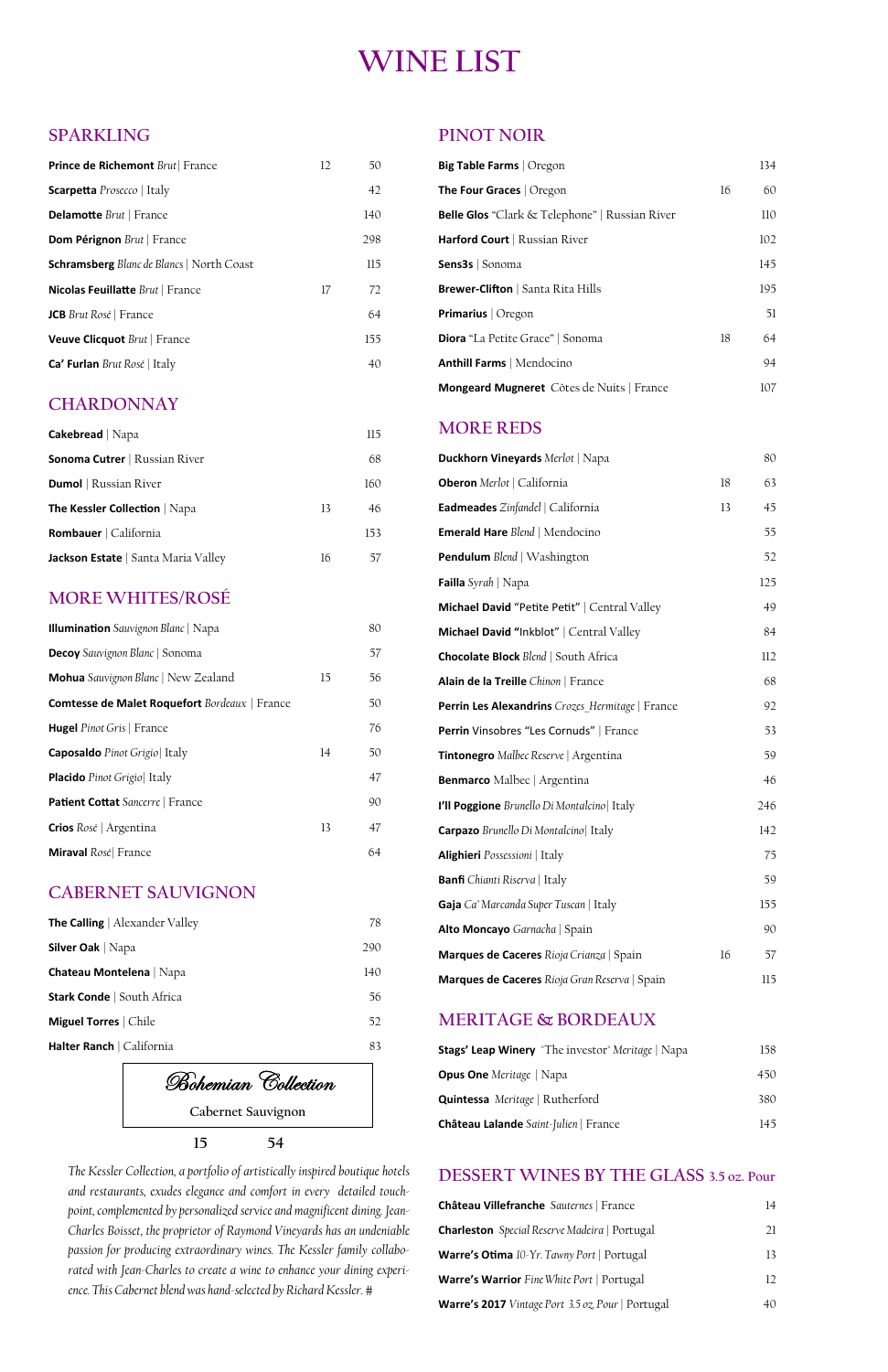# WINE LIST

## SPARKLING

| | | |
|---|---|---|
| **Prince de Richemont** *Brut* \| France | 12 | 50 |
| **Scarpetta** *Prosecco* \| Italy | | 42 |
| **Delamotte** *Brut* \| France | | 140 |
| **Dom Pérignon** *Brut* \| France | | 298 |
| **Schramsberg** *Blanc de Blancs* \| North Coast | | 115 |
| **Nicolas Feuillatte** *Brut* \| France | 17 | 72 |
| **JCB** *Brut Rosé* \| France | | 64 |
| **Veuve Clicquot** *Brut* \| France | | 155 |
| **Ca' Furlan** *Brut Rosé* \| Italy | | 40 |

## CHARDONNAY

| | | |
|---|---|---|
| **Cakebread** \| Napa | | 115 |
| **Sonoma Cutrer** \| Russian River | | 68 |
| **Dumol** \| Russian River | | 160 |
| **The Kessler Collection** \| Napa | 13 | 46 |
| **Rombauer** \| California | | 153 |
| **Jackson Estate** \| Santa Maria Valley | 16 | 57 |

## MORE WHITES/ROSÉ

| | | |
|---|---|---|
| **Illumination** *Sauvignon Blanc* \| Napa | | 80 |
| **Decoy** *Sauvignon Blanc* \| Sonoma | | 57 |
| **Mohua** *Sauvignon Blanc* \| New Zealand | 15 | 56 |
| **Comtesse de Malet Roquefort** *Bordeaux* \| France | | 50 |
| **Hugel** *Pinot Gris* \| France | | 76 |
| **Caposaldo** *Pinot Grigio* \| Italy | 14 | 50 |
| **Placido** *Pinot Grigio* \| Italy | | 47 |
| **Patient Cottat** *Sancerre* \| France | | 90 |
| **Crios** *Rosé* \| Argentina | 13 | 47 |
| **Miraval** *Rosé* \| France | | 64 |

## CABERNET SAUVIGNON

| | | |
|---|---|---|
| **The Calling** \| Alexander Valley | | 78 |
| **Silver Oak** \| Napa | | 290 |
| **Chateau Montelena** \| Napa | | 140 |
| **Stark Conde** \| South Africa | | 56 |
| **Miguel Torres** \| Chile | | 52 |
| **Halter Ranch** \| California | | 83 |

**Bohemian Collection**

Cabernet Sauvignon

15 54

*The Kessler Collection, a portfolio of artistically inspired boutique hotels and restaurants, exudes elegance and comfort in every detailed touch-point, complemented by personalized service and magnificent dining. Jean-Charles Boisset, the proprietor of Raymond Vineyards has an undeniable passion for producing extraordinary wines. The Kessler family collaborated with Jean-Charles to create a wine to enhance your dining experience. This Cabernet blend was hand-selected by Richard Kessler.* #

## PINOT NOIR

| | | |
|---|---|---|
| **Big Table Farms** \| Oregon | | 134 |
| **The Four Graces** \| Oregon | 16 | 60 |
| **Belle Glos** "Clark & Telephone" \| Russian River | | 110 |
| **Harford Court** \| Russian River | | 102 |
| **Sens3s** \| Sonoma | | 145 |
| **Brewer-Clifton** \| Santa Rita Hills | | 195 |
| **Primarius** \| Oregon | | 51 |
| **Diora** "La Petite Grace" \| Sonoma | 18 | 64 |
| **Anthill Farms** \| Mendocino | | 94 |
| **Mongeard Mugneret** Côtes de Nuits \| France | | 107 |

## MORE REDS

| | | |
|---|---|---|
| **Duckhorn Vineyards** *Merlot* \| Napa | | 80 |
| **Oberon** *Merlot* \| California | 18 | 63 |
| **Eadmeades** *Zinfandel* \| California | 13 | 45 |
| **Emerald Hare** *Blend* \| Mendocino | | 55 |
| **Pendulum** *Blend* \| Washington | | 52 |
| **Failla** *Syrah* \| Napa | | 125 |
| **Michael David** "Petite Petit" \| Central Valley | | 49 |
| **Michael David** "Inkblot" \| Central Valley | | 84 |
| **Chocolate Block** *Blend* \| South Africa | | 112 |
| **Alain de la Treille** *Chinon* \| France | | 68 |
| **Perrin Les Alexandrins** *Crozes_Hermitage* \| France | | 92 |
| **Perrin** Vinsobres "Les Cornuds" \| France | | 53 |
| **Tintonegro** *Malbec Reserve* \| Argentina | | 59 |
| **Benmarco** Malbec \| Argentina | | 46 |
| **I'll Poggione** *Brunello Di Montalcino* \| Italy | | 246 |
| **Carpazo** *Brunello Di Montalcino* \| Italy | | 142 |
| **Alighieri** *Possessioni* \| Italy | | 75 |
| **Banfi** *Chianti Riserva* \| Italy | | 59 |
| **Gaja** *Ca' Marcanda Super Tuscan* \| Italy | | 155 |
| **Alto Moncayo** *Garnacha* \| Spain | | 90 |
| **Marques de Caceres** *Rioja Crianza* \| Spain | 16 | 57 |
| **Marques de Caceres** *Rioja Gran Reserva* \| Spain | | 115 |

## MERITAGE & BORDEAUX

| | |
|---|---|
| **Stags' Leap Winery** 'The investor' *Meritage* \| Napa | 158 |
| **Opus One** *Meritage* \| Napa | 450 |
| **Quintessa** *Meritage* \| Rutherford | 380 |
| **Château Lalande** *Saint-Julien* \| France | 145 |

## DESSERT WINES BY THE GLASS 3.5 oz. Pour

| | |
|---|---|
| **Château Villefranche** *Sauternes* \| France | 14 |
| **Charleston** *Special Reserve Madeira* \| Portugal | 21 |
| **Warre's Otima** *10-Yr. Tawny Port* \| Portugal | 13 |
| **Warre's Warrior** *Fine White Port* \| Portugal | 12 |
| **Warre's 2017** *Vintage Port 3.5 oz. Pour* \| Portugal | 40 |